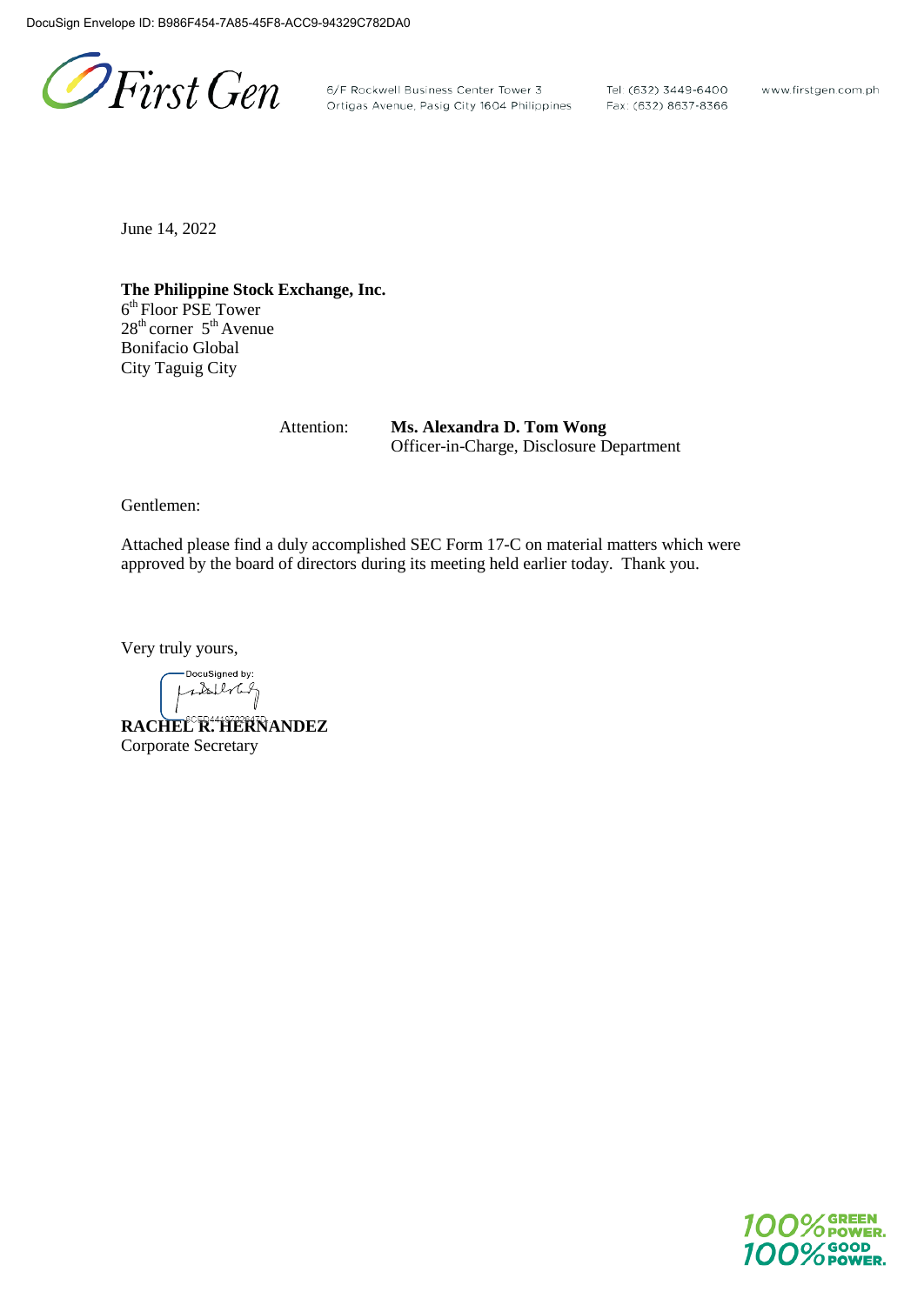DocuSign Envelope ID: B986F454-7A85-45F8-ACC9-94329C782DA0

First Gen

6/F Rockwell Business Center Tower 3
Ortigas Avenue, Pasig City 1604 Philippines

Tel: (632) 3449-6400
Fax: (632) 8637-8366

www.firstgen.com.ph

June 14, 2022

**The Philippine Stock Exchange, Inc.**
6th Floor PSE Tower
28th corner 5th Avenue
Bonifacio Global
City Taguig City

Attention: **Ms. Alexandra D. Tom Wong**
Officer-in-Charge, Disclosure Department

Gentlemen:

Attached please find a duly accomplished SEC Form 17-C on material matters which were approved by the board of directors during its meeting held earlier today. Thank you.

Very truly yours,

DocuSigned by:

**RACHEL R. HERNANDEZ**
Corporate Secretary

100% GREEN POWER.
100% GOOD POWER.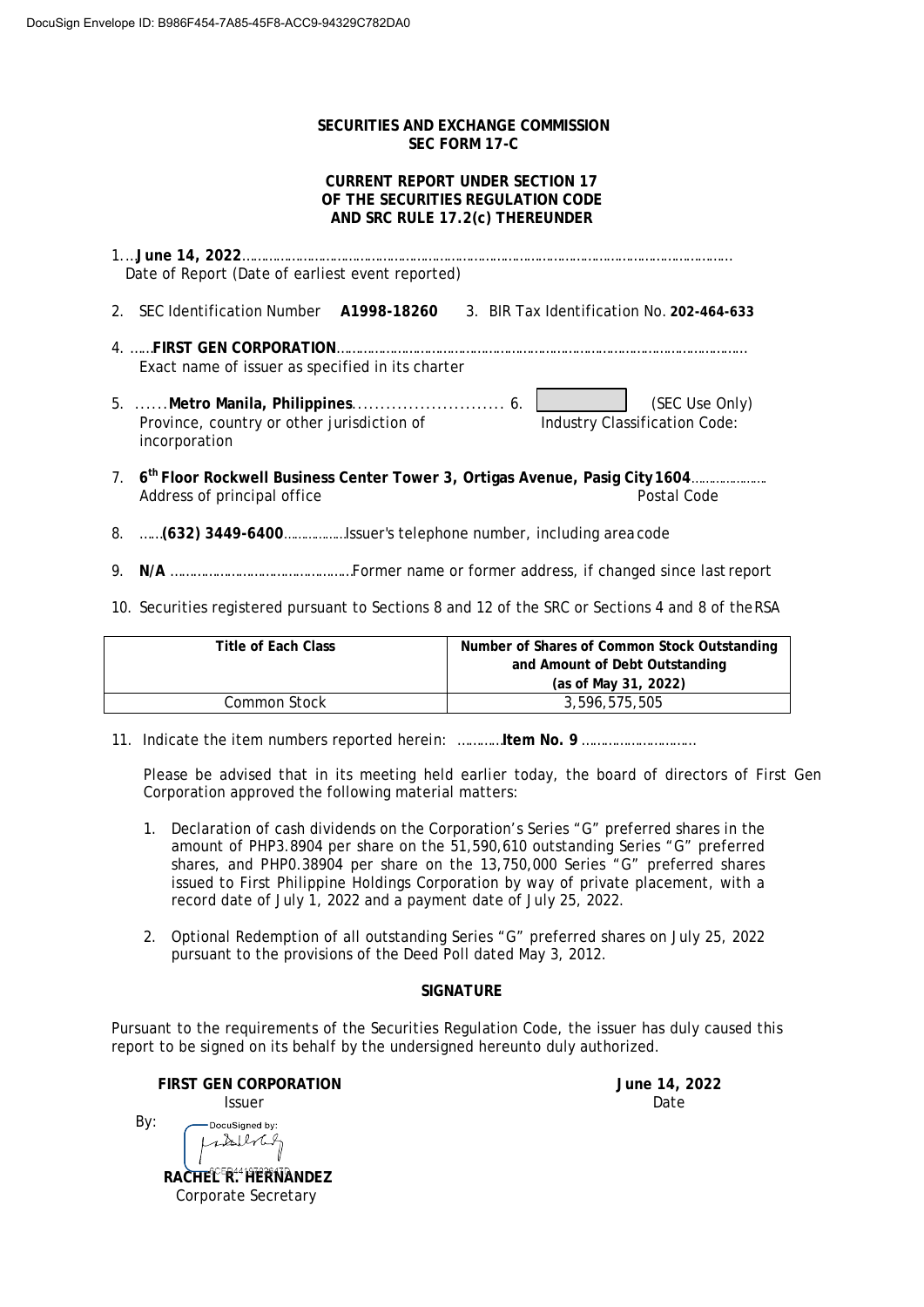DocuSign Envelope ID: B986F454-7A85-45F8-ACC9-94329C782DA0

**SECURITIES AND EXCHANGE COMMISSION**
**SEC FORM 17-C**

**CURRENT REPORT UNDER SECTION 17**
**OF THE SECURITIES REGULATION CODE**
**AND SRC RULE 17.2(c) THEREUNDER**

1. ...**June 14, 2022**...........................................................................................................................
   Date of Report (Date of earliest event reported)

2. SEC Identification Number **A1998-18260** 3. BIR Tax Identification No. **202-464-633**

4. ......**FIRST GEN CORPORATION**...........................................................................................................
   Exact name of issuer as specified in its charter

5. ......**Metro Manila, Philippines**........................... 6. [ ] (SEC Use Only)
   Province, country or other jurisdiction of incorporation — Industry Classification Code:

7. **6th Floor Rockwell Business Center Tower 3, Ortigas Avenue, Pasig City 1604**.....................
   Address of principal office — Postal Code

8. ......**(632) 3449-6400**.................Issuer's telephone number, including area code

9. **N/A** ...............................................Former name or former address, if changed since last report

10. Securities registered pursuant to Sections 8 and 12 of the SRC or Sections 4 and 8 of the RSA

| Title of Each Class | Number of Shares of Common Stock Outstanding and Amount of Debt Outstanding (as of May 31, 2022) |
|---|---|
| Common Stock | 3,596,575,505 |

11. Indicate the item numbers reported herein: ............**Item No. 9**...............................

Please be advised that in its meeting held earlier today, the board of directors of First Gen Corporation approved the following material matters:

1. Declaration of cash dividends on the Corporation's Series "G" preferred shares in the amount of PHP3.8904 per share on the 51,590,610 outstanding Series "G" preferred shares, and PHP0.38904 per share on the 13,750,000 Series "G" preferred shares issued to First Philippine Holdings Corporation by way of private placement, with a record date of July 1, 2022 and a payment date of July 25, 2022.

2. Optional Redemption of all outstanding Series "G" preferred shares on July 25, 2022 pursuant to the provisions of the Deed Poll dated May 3, 2012.

**SIGNATURE**

Pursuant to the requirements of the Securities Regulation Code, the issuer has duly caused this report to be signed on its behalf by the undersigned hereunto duly authorized.

**FIRST GEN CORPORATION** — Issuer

**June 14, 2022** — Date

By:

DocuSigned by:

**RACHEL R. HERNANDEZ**
Corporate Secretary